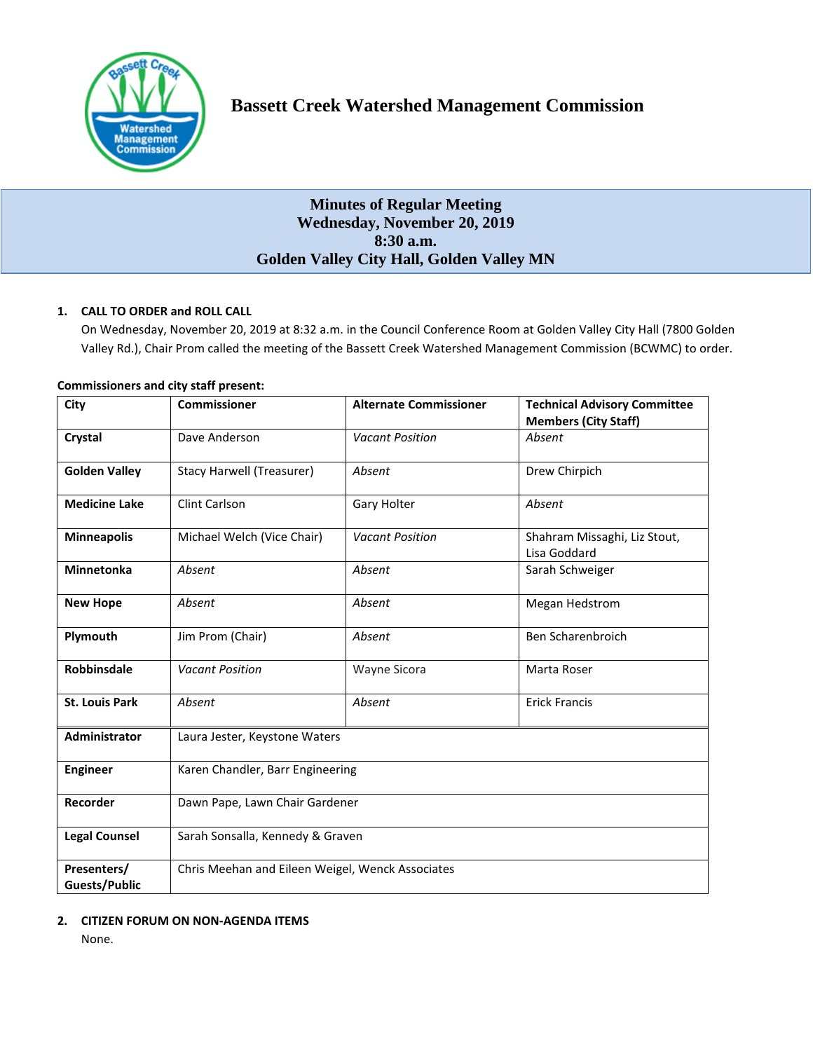# Bassett Creek Watershed Management Commission

## Minutes of Regular Meeting
## Wednesday, November 20, 2019
## 8:30 a.m.
## Golden Valley City Hall, Golden Valley MN

**1. CALL TO ORDER and ROLL CALL**

On Wednesday, November 20, 2019 at 8:32 a.m. in the Council Conference Room at Golden Valley City Hall (7800 Golden Valley Rd.), Chair Prom called the meeting of the Bassett Creek Watershed Management Commission (BCWMC) to order.

**Commissioners and city staff present:**

| City | Commissioner | Alternate Commissioner | Technical Advisory Committee Members (City Staff) |
|---|---|---|---|
| **Crystal** | Dave Anderson | *Vacant Position* | *Absent* |
| **Golden Valley** | Stacy Harwell (Treasurer) | *Absent* | Drew Chirpich |
| **Medicine Lake** | Clint Carlson | Gary Holter | *Absent* |
| **Minneapolis** | Michael Welch (Vice Chair) | *Vacant Position* | Shahram Missaghi, Liz Stout, Lisa Goddard |
| **Minnetonka** | *Absent* | *Absent* | Sarah Schweiger |
| **New Hope** | *Absent* | *Absent* | Megan Hedstrom |
| **Plymouth** | Jim Prom (Chair) | *Absent* | Ben Scharenbroich |
| **Robbinsdale** | *Vacant Position* | Wayne Sicora | Marta Roser |
| **St. Louis Park** | *Absent* | *Absent* | Erick Francis |
| **Administrator** | Laura Jester, Keystone Waters | | |
| **Engineer** | Karen Chandler, Barr Engineering | | |
| **Recorder** | Dawn Pape, Lawn Chair Gardener | | |
| **Legal Counsel** | Sarah Sonsalla, Kennedy & Graven | | |
| **Presenters/ Guests/Public** | Chris Meehan and Eileen Weigel, Wenck Associates | | |

**2. CITIZEN FORUM ON NON-AGENDA ITEMS**

None.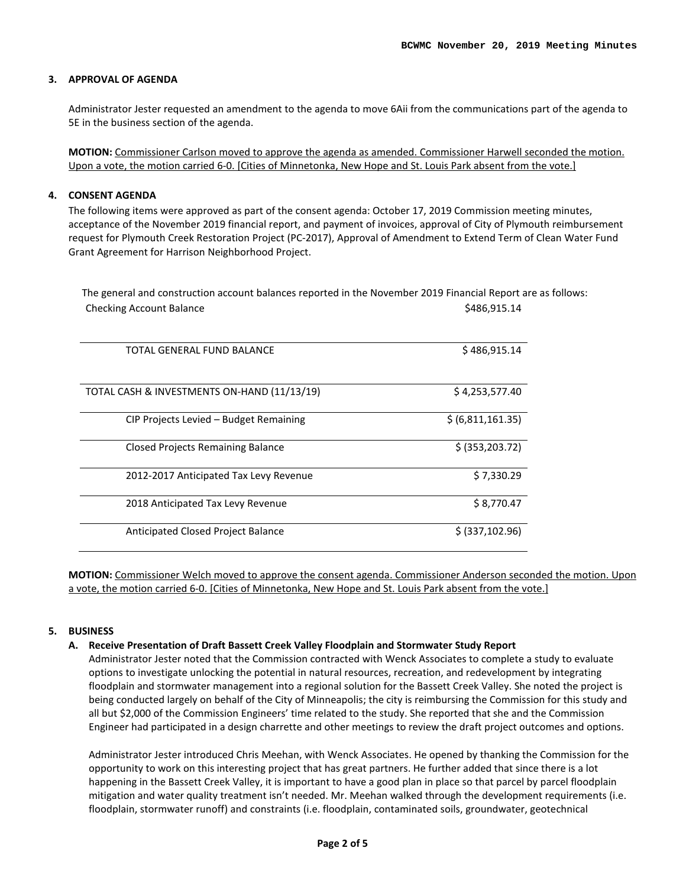### 3. APPROVAL OF AGENDA

Administrator Jester requested an amendment to the agenda to move 6Aii from the communications part of the agenda to 5E in the business section of the agenda.

**MOTION:** Commissioner Carlson moved to approve the agenda as amended. Commissioner Harwell seconded the motion. Upon a vote, the motion carried 6-0. [Cities of Minnetonka, New Hope and St. Louis Park absent from the vote.]

### 4. CONSENT AGENDA

The following items were approved as part of the consent agenda: October 17, 2019 Commission meeting minutes, acceptance of the November 2019 financial report, and payment of invoices, approval of City of Plymouth reimbursement request for Plymouth Creek Restoration Project (PC-2017), Approval of Amendment to Extend Term of Clean Water Fund Grant Agreement for Harrison Neighborhood Project.

The general and construction account balances reported in the November 2019 Financial Report are as follows:

| | |
|---|---|
| Checking Account Balance | $486,915.14 |
| TOTAL GENERAL FUND BALANCE | $ 486,915.14 |
| TOTAL CASH & INVESTMENTS ON-HAND (11/13/19) | $ 4,253,577.40 |
| CIP Projects Levied – Budget Remaining | $ (6,811,161.35) |
| Closed Projects Remaining Balance | $ (353,203.72) |
| 2012-2017 Anticipated Tax Levy Revenue | $ 7,330.29 |
| 2018 Anticipated Tax Levy Revenue | $ 8,770.47 |
| Anticipated Closed Project Balance | $ (337,102.96) |

**MOTION:** Commissioner Welch moved to approve the consent agenda. Commissioner Anderson seconded the motion. Upon a vote, the motion carried 6-0. [Cities of Minnetonka, New Hope and St. Louis Park absent from the vote.]

### 5. BUSINESS

**A. Receive Presentation of Draft Bassett Creek Valley Floodplain and Stormwater Study Report**

Administrator Jester noted that the Commission contracted with Wenck Associates to complete a study to evaluate options to investigate unlocking the potential in natural resources, recreation, and redevelopment by integrating floodplain and stormwater management into a regional solution for the Bassett Creek Valley. She noted the project is being conducted largely on behalf of the City of Minneapolis; the city is reimbursing the Commission for this study and all but $2,000 of the Commission Engineers' time related to the study. She reported that she and the Commission Engineer had participated in a design charrette and other meetings to review the draft project outcomes and options.

Administrator Jester introduced Chris Meehan, with Wenck Associates. He opened by thanking the Commission for the opportunity to work on this interesting project that has great partners. He further added that since there is a lot happening in the Bassett Creek Valley, it is important to have a good plan in place so that parcel by parcel floodplain mitigation and water quality treatment isn't needed. Mr. Meehan walked through the development requirements (i.e. floodplain, stormwater runoff) and constraints (i.e. floodplain, contaminated soils, groundwater, geotechnical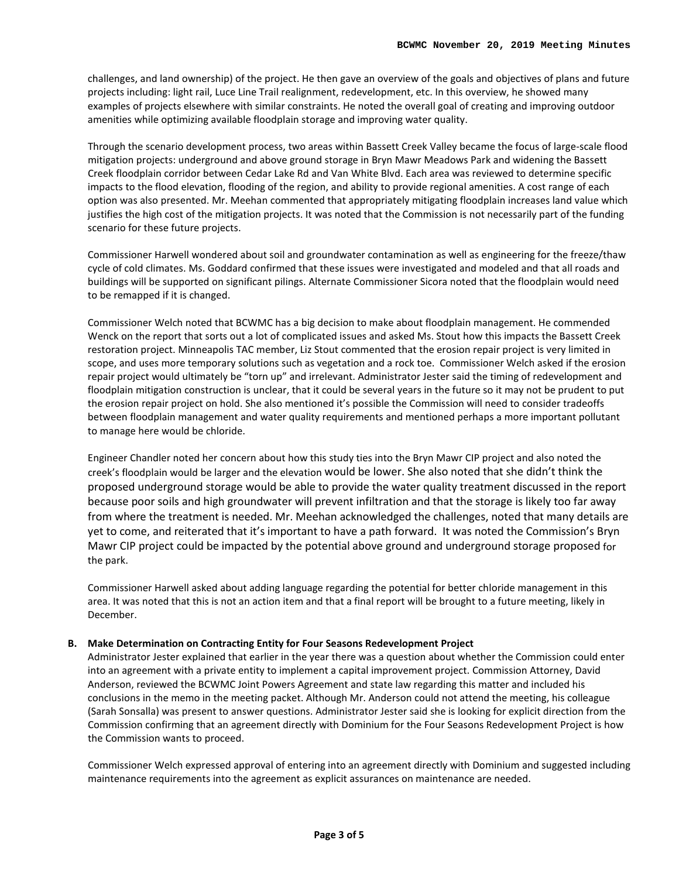challenges, and land ownership) of the project. He then gave an overview of the goals and objectives of plans and future projects including: light rail, Luce Line Trail realignment, redevelopment, etc. In this overview, he showed many examples of projects elsewhere with similar constraints. He noted the overall goal of creating and improving outdoor amenities while optimizing available floodplain storage and improving water quality.

Through the scenario development process, two areas within Bassett Creek Valley became the focus of large-scale flood mitigation projects: underground and above ground storage in Bryn Mawr Meadows Park and widening the Bassett Creek floodplain corridor between Cedar Lake Rd and Van White Blvd. Each area was reviewed to determine specific impacts to the flood elevation, flooding of the region, and ability to provide regional amenities. A cost range of each option was also presented. Mr. Meehan commented that appropriately mitigating floodplain increases land value which justifies the high cost of the mitigation projects. It was noted that the Commission is not necessarily part of the funding scenario for these future projects.

Commissioner Harwell wondered about soil and groundwater contamination as well as engineering for the freeze/thaw cycle of cold climates. Ms. Goddard confirmed that these issues were investigated and modeled and that all roads and buildings will be supported on significant pilings. Alternate Commissioner Sicora noted that the floodplain would need to be remapped if it is changed.

Commissioner Welch noted that BCWMC has a big decision to make about floodplain management. He commended Wenck on the report that sorts out a lot of complicated issues and asked Ms. Stout how this impacts the Bassett Creek restoration project. Minneapolis TAC member, Liz Stout commented that the erosion repair project is very limited in scope, and uses more temporary solutions such as vegetation and a rock toe. Commissioner Welch asked if the erosion repair project would ultimately be "torn up" and irrelevant. Administrator Jester said the timing of redevelopment and floodplain mitigation construction is unclear, that it could be several years in the future so it may not be prudent to put the erosion repair project on hold. She also mentioned it's possible the Commission will need to consider tradeoffs between floodplain management and water quality requirements and mentioned perhaps a more important pollutant to manage here would be chloride.

Engineer Chandler noted her concern about how this study ties into the Bryn Mawr CIP project and also noted the creek's floodplain would be larger and the elevation would be lower. She also noted that she didn't think the proposed underground storage would be able to provide the water quality treatment discussed in the report because poor soils and high groundwater will prevent infiltration and that the storage is likely too far away from where the treatment is needed. Mr. Meehan acknowledged the challenges, noted that many details are yet to come, and reiterated that it's important to have a path forward. It was noted the Commission's Bryn Mawr CIP project could be impacted by the potential above ground and underground storage proposed for the park.

Commissioner Harwell asked about adding language regarding the potential for better chloride management in this area. It was noted that this is not an action item and that a final report will be brought to a future meeting, likely in December.

**B. Make Determination on Contracting Entity for Four Seasons Redevelopment Project**

Administrator Jester explained that earlier in the year there was a question about whether the Commission could enter into an agreement with a private entity to implement a capital improvement project. Commission Attorney, David Anderson, reviewed the BCWMC Joint Powers Agreement and state law regarding this matter and included his conclusions in the memo in the meeting packet. Although Mr. Anderson could not attend the meeting, his colleague (Sarah Sonsalla) was present to answer questions. Administrator Jester said she is looking for explicit direction from the Commission confirming that an agreement directly with Dominium for the Four Seasons Redevelopment Project is how the Commission wants to proceed.

Commissioner Welch expressed approval of entering into an agreement directly with Dominium and suggested including maintenance requirements into the agreement as explicit assurances on maintenance are needed.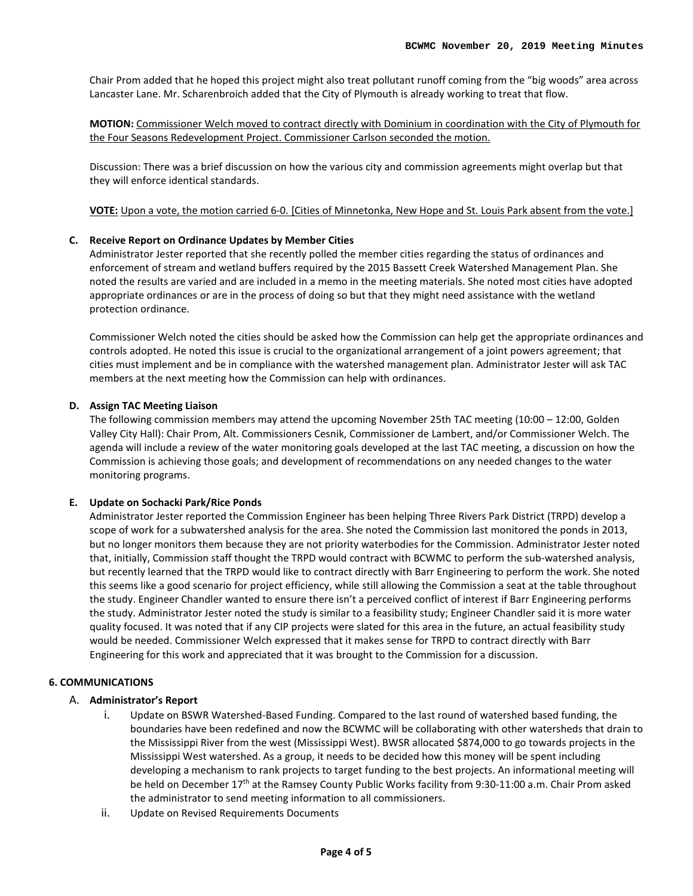Chair Prom added that he hoped this project might also treat pollutant runoff coming from the “big woods” area across Lancaster Lane. Mr. Scharenbroich added that the City of Plymouth is already working to treat that flow.

**MOTION:** Commissioner Welch moved to contract directly with Dominium in coordination with the City of Plymouth for the Four Seasons Redevelopment Project. Commissioner Carlson seconded the motion.

Discussion: There was a brief discussion on how the various city and commission agreements might overlap but that they will enforce identical standards.

**VOTE:** Upon a vote, the motion carried 6-0. [Cities of Minnetonka, New Hope and St. Louis Park absent from the vote.]

**C. Receive Report on Ordinance Updates by Member Cities**

Administrator Jester reported that she recently polled the member cities regarding the status of ordinances and enforcement of stream and wetland buffers required by the 2015 Bassett Creek Watershed Management Plan. She noted the results are varied and are included in a memo in the meeting materials. She noted most cities have adopted appropriate ordinances or are in the process of doing so but that they might need assistance with the wetland protection ordinance.

Commissioner Welch noted the cities should be asked how the Commission can help get the appropriate ordinances and controls adopted. He noted this issue is crucial to the organizational arrangement of a joint powers agreement; that cities must implement and be in compliance with the watershed management plan. Administrator Jester will ask TAC members at the next meeting how the Commission can help with ordinances.

**D. Assign TAC Meeting Liaison**

The following commission members may attend the upcoming November 25th TAC meeting (10:00 – 12:00, Golden Valley City Hall): Chair Prom, Alt. Commissioners Cesnik, Commissioner de Lambert, and/or Commissioner Welch. The agenda will include a review of the water monitoring goals developed at the last TAC meeting, a discussion on how the Commission is achieving those goals; and development of recommendations on any needed changes to the water monitoring programs.

**E. Update on Sochacki Park/Rice Ponds**

Administrator Jester reported the Commission Engineer has been helping Three Rivers Park District (TRPD) develop a scope of work for a subwatershed analysis for the area. She noted the Commission last monitored the ponds in 2013, but no longer monitors them because they are not priority waterbodies for the Commission. Administrator Jester noted that, initially, Commission staff thought the TRPD would contract with BCWMC to perform the sub-watershed analysis, but recently learned that the TRPD would like to contract directly with Barr Engineering to perform the work. She noted this seems like a good scenario for project efficiency, while still allowing the Commission a seat at the table throughout the study. Engineer Chandler wanted to ensure there isn’t a perceived conflict of interest if Barr Engineering performs the study. Administrator Jester noted the study is similar to a feasibility study; Engineer Chandler said it is more water quality focused. It was noted that if any CIP projects were slated for this area in the future, an actual feasibility study would be needed. Commissioner Welch expressed that it makes sense for TRPD to contract directly with Barr Engineering for this work and appreciated that it was brought to the Commission for a discussion.

**6. COMMUNICATIONS**

A. **Administrator’s Report**

i. Update on BSWR Watershed-Based Funding. Compared to the last round of watershed based funding, the boundaries have been redefined and now the BCWMC will be collaborating with other watersheds that drain to the Mississippi River from the west (Mississippi West). BWSR allocated $874,000 to go towards projects in the Mississippi West watershed. As a group, it needs to be decided how this money will be spent including developing a mechanism to rank projects to target funding to the best projects. An informational meeting will be held on December 17th at the Ramsey County Public Works facility from 9:30-11:00 a.m. Chair Prom asked the administrator to send meeting information to all commissioners.

ii. Update on Revised Requirements Documents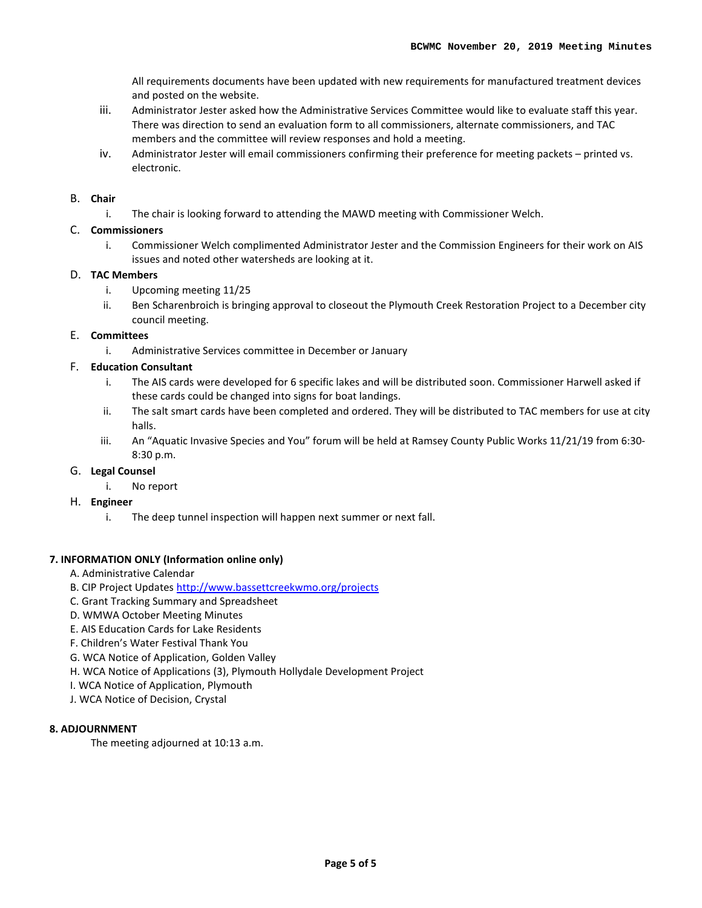All requirements documents have been updated with new requirements for manufactured treatment devices and posted on the website.

iii. Administrator Jester asked how the Administrative Services Committee would like to evaluate staff this year. There was direction to send an evaluation form to all commissioners, alternate commissioners, and TAC members and the committee will review responses and hold a meeting.

iv. Administrator Jester will email commissioners confirming their preference for meeting packets – printed vs. electronic.

B. **Chair**

i. The chair is looking forward to attending the MAWD meeting with Commissioner Welch.

C. **Commissioners**

i. Commissioner Welch complimented Administrator Jester and the Commission Engineers for their work on AIS issues and noted other watersheds are looking at it.

D. **TAC Members**

i. Upcoming meeting 11/25

ii. Ben Scharenbroich is bringing approval to closeout the Plymouth Creek Restoration Project to a December city council meeting.

E. **Committees**

i. Administrative Services committee in December or January

F. **Education Consultant**

i. The AIS cards were developed for 6 specific lakes and will be distributed soon. Commissioner Harwell asked if these cards could be changed into signs for boat landings.

ii. The salt smart cards have been completed and ordered. They will be distributed to TAC members for use at city halls.

iii. An "Aquatic Invasive Species and You" forum will be held at Ramsey County Public Works 11/21/19 from 6:30-8:30 p.m.

G. **Legal Counsel**

i. No report

H. **Engineer**

i. The deep tunnel inspection will happen next summer or next fall.

**7. INFORMATION ONLY (Information online only)**

A. Administrative Calendar
B. CIP Project Updates http://www.bassettcreekwmo.org/projects
C. Grant Tracking Summary and Spreadsheet
D. WMWA October Meeting Minutes
E. AIS Education Cards for Lake Residents
F. Children's Water Festival Thank You
G. WCA Notice of Application, Golden Valley
H. WCA Notice of Applications (3), Plymouth Hollydale Development Project
I. WCA Notice of Application, Plymouth
J. WCA Notice of Decision, Crystal

**8. ADJOURNMENT**

The meeting adjourned at 10:13 a.m.